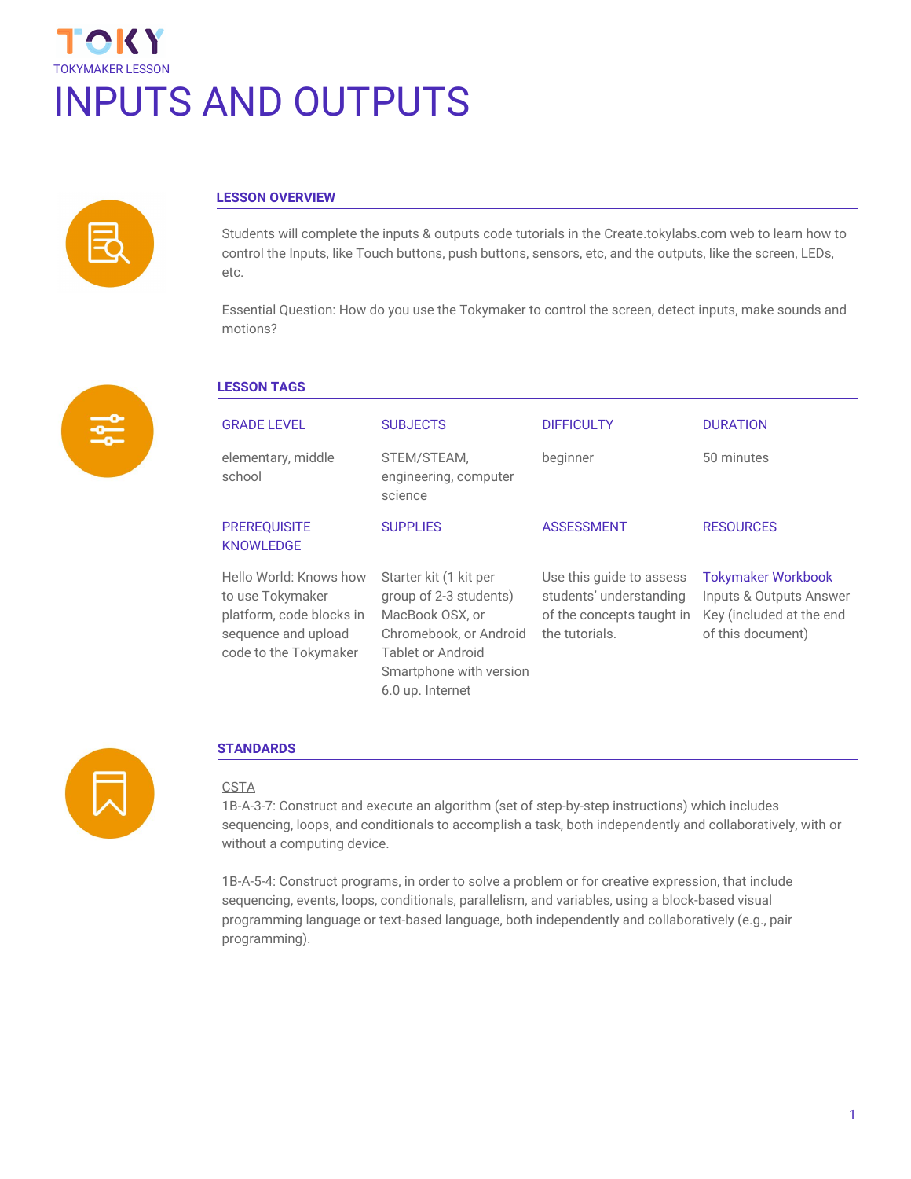TOKY

TOKYMAKER LESSON

# INPUTS AND OUTPUTS

## LESSON OVERVIEW

Students will complete the inputs & outputs code tutorials in the Create.tokylabs.com web to learn how to control the Inputs, like Touch buttons, push buttons, sensors, etc, and the outputs, like the screen, LEDs, etc.

Essential Question: How do you use the Tokymaker to control the screen, detect inputs, make sounds and motions?

## LESSON TAGS

| GRADE LEVEL | SUBJECTS | DIFFICULTY | DURATION |
|---|---|---|---|
| elementary, middle school | STEM/STEAM, engineering, computer science | beginner | 50 minutes |
| **PREREQUISITE KNOWLEDGE** | **SUPPLIES** | **ASSESSMENT** | **RESOURCES** |
| Hello World: Knows how to use Tokymaker platform, code blocks in sequence and upload code to the Tokymaker | Starter kit (1 kit per group of 2-3 students) MacBook OSX, or Chromebook, or Android Tablet or Android Smartphone with version 6.0 up. Internet | Use this guide to assess students' understanding of the concepts taught in the tutorials. | Tokymaker Workbook Inputs & Outputs Answer Key (included at the end of this document) |

## STANDARDS

CSTA

1B-A-3-7: Construct and execute an algorithm (set of step-by-step instructions) which includes sequencing, loops, and conditionals to accomplish a task, both independently and collaboratively, with or without a computing device.

1B-A-5-4: Construct programs, in order to solve a problem or for creative expression, that include sequencing, events, loops, conditionals, parallelism, and variables, using a block-based visual programming language or text-based language, both independently and collaboratively (e.g., pair programming).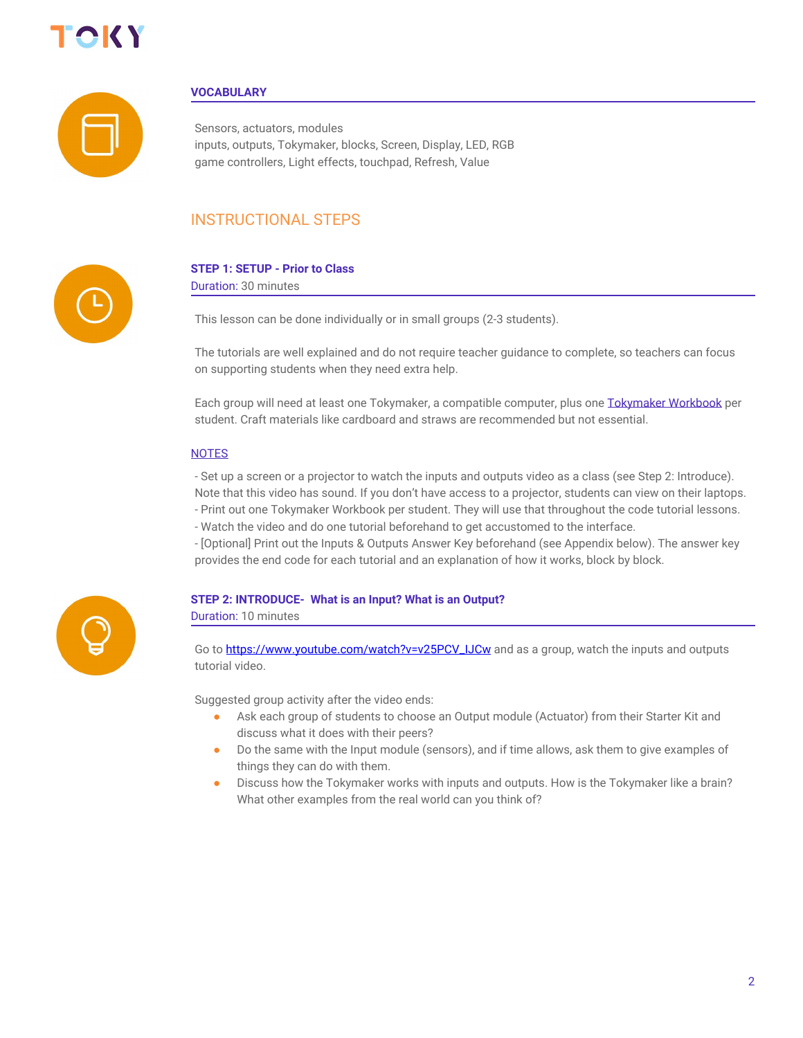### VOCABULARY

Sensors, actuators, modules
inputs, outputs, Tokymaker, blocks, Screen, Display, LED, RGB
game controllers, Light effects, touchpad, Refresh, Value

## INSTRUCTIONAL STEPS

### STEP 1: SETUP - Prior to Class

Duration: 30 minutes

This lesson can be done individually or in small groups (2-3 students).

The tutorials are well explained and do not require teacher guidance to complete, so teachers can focus on supporting students when they need extra help.

Each group will need at least one Tokymaker, a compatible computer, plus one Tokymaker Workbook per student. Craft materials like cardboard and straws are recommended but not essential.

NOTES

- Set up a screen or a projector to watch the inputs and outputs video as a class (see Step 2: Introduce). Note that this video has sound. If you don't have access to a projector, students can view on their laptops.
- Print out one Tokymaker Workbook per student. They will use that throughout the code tutorial lessons.
- Watch the video and do one tutorial beforehand to get accustomed to the interface.
- [Optional] Print out the Inputs & Outputs Answer Key beforehand (see Appendix below). The answer key provides the end code for each tutorial and an explanation of how it works, block by block.

### STEP 2: INTRODUCE- What is an Input? What is an Output?

Duration: 10 minutes

Go to https://www.youtube.com/watch?v=v25PCV_IJCw and as a group, watch the inputs and outputs tutorial video.

Suggested group activity after the video ends:

- Ask each group of students to choose an Output module (Actuator) from their Starter Kit and discuss what it does with their peers?
- Do the same with the Input module (sensors), and if time allows, ask them to give examples of things they can do with them.
- Discuss how the Tokymaker works with inputs and outputs. How is the Tokymaker like a brain? What other examples from the real world can you think of?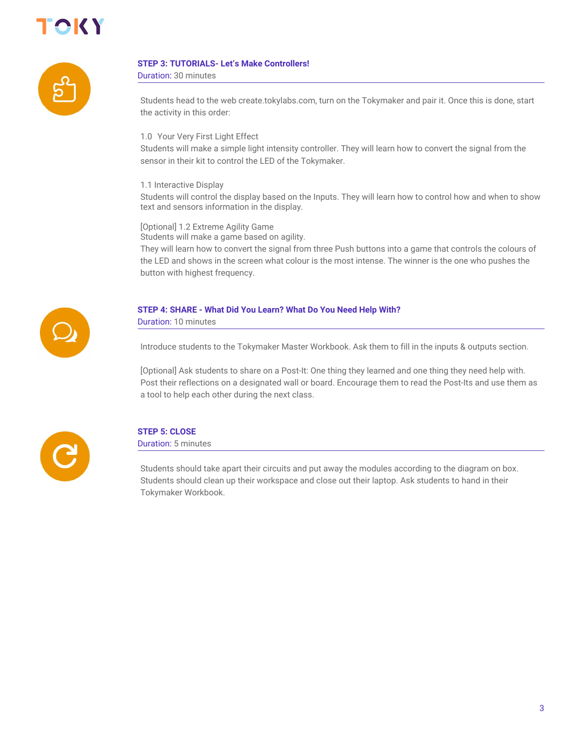### STEP 3: TUTORIALS- Let's Make Controllers!

Duration: 30 minutes

Students head to the web create.tokylabs.com, turn on the Tokymaker and pair it. Once this is done, start the activity in this order:

1.0 Your Very First Light Effect
Students will make a simple light intensity controller. They will learn how to convert the signal from the sensor in their kit to control the LED of the Tokymaker.

1.1 Interactive Display
Students will control the display based on the Inputs. They will learn how to control how and when to show text and sensors information in the display.

[Optional] 1.2 Extreme Agility Game
Students will make a game based on agility.
They will learn how to convert the signal from three Push buttons into a game that controls the colours of the LED and shows in the screen what colour is the most intense. The winner is the one who pushes the button with highest frequency.

### STEP 4: SHARE - What Did You Learn? What Do You Need Help With?

Duration: 10 minutes

Introduce students to the Tokymaker Master Workbook. Ask them to fill in the inputs & outputs section.

[Optional] Ask students to share on a Post-It: One thing they learned and one thing they need help with. Post their reflections on a designated wall or board. Encourage them to read the Post-Its and use them as a tool to help each other during the next class.

### STEP 5: CLOSE

Duration: 5 minutes

Students should take apart their circuits and put away the modules according to the diagram on box. Students should clean up their workspace and close out their laptop. Ask students to hand in their Tokymaker Workbook.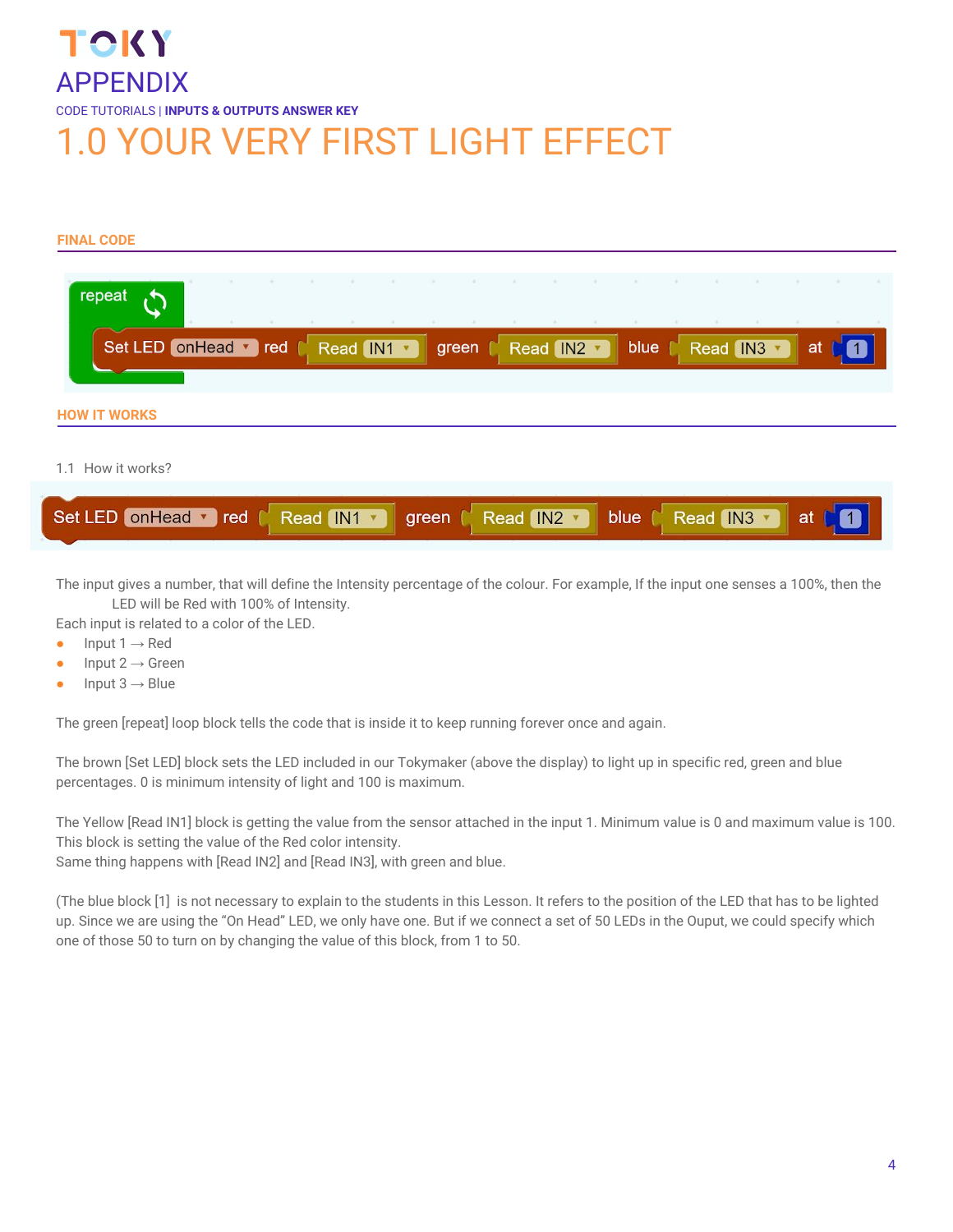TOKY

# APPENDIX

CODE TUTORIALS | **INPUTS & OUTPUTS ANSWER KEY**

# 1.0 YOUR VERY FIRST LIGHT EFFECT

## FINAL CODE

```
repeat
    Set LED onHead red Read IN1 green Read IN2 blue Read IN3 at 1
```

## HOW IT WORKS

1.1 How it works?

```
Set LED onHead red Read IN1 green Read IN2 blue Read IN3 at 1
```

The input gives a number, that will define the Intensity percentage of the colour. For example, If the input one senses a 100%, then the LED will be Red with 100% of Intensity.

Each input is related to a color of the LED.

- Input 1 → Red
- Input 2 → Green
- Input 3 → Blue

The green [repeat] loop block tells the code that is inside it to keep running forever once and again.

The brown [Set LED] block sets the LED included in our Tokymaker (above the display) to light up in specific red, green and blue percentages. 0 is minimum intensity of light and 100 is maximum.

The Yellow [Read IN1] block is getting the value from the sensor attached in the input 1. Minimum value is 0 and maximum value is 100. This block is setting the value of the Red color intensity.
Same thing happens with [Read IN2] and [Read IN3], with green and blue.

(The blue block [1] is not necessary to explain to the students in this Lesson. It refers to the position of the LED that has to be lighted up. Since we are using the “On Head” LED, we only have one. But if we connect a set of 50 LEDs in the Ouput, we could specify which one of those 50 to turn on by changing the value of this block, from 1 to 50.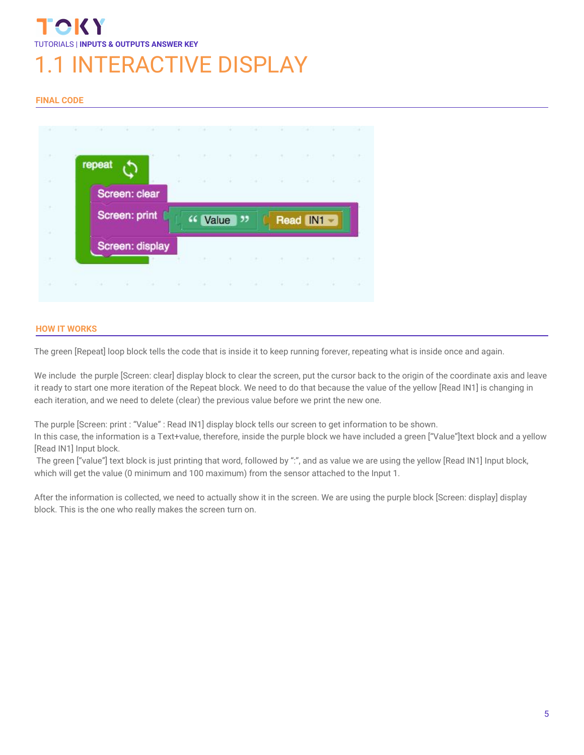TOKY

TUTORIALS | **INPUTS & OUTPUTS ANSWER KEY**

# 1.1 INTERACTIVE DISPLAY

## FINAL CODE

## HOW IT WORKS

The green [Repeat] loop block tells the code that is inside it to keep running forever, repeating what is inside once and again.

We include the purple [Screen: clear] display block to clear the screen, put the cursor back to the origin of the coordinate axis and leave it ready to start one more iteration of the Repeat block. We need to do that because the value of the yellow [Read IN1] is changing in each iteration, and we need to delete (clear) the previous value before we print the new one.

The purple [Screen: print : "Value" : Read IN1] display block tells our screen to get information to be shown.
In this case, the information is a Text+value, therefore, inside the purple block we have included a green ["Value"]text block and a yellow [Read IN1] Input block.
The green ["value"] text block is just printing that word, followed by ":", and as value we are using the yellow [Read IN1] Input block, which will get the value (0 minimum and 100 maximum) from the sensor attached to the Input 1.

After the information is collected, we need to actually show it in the screen. We are using the purple block [Screen: display] display block. This is the one who really makes the screen turn on.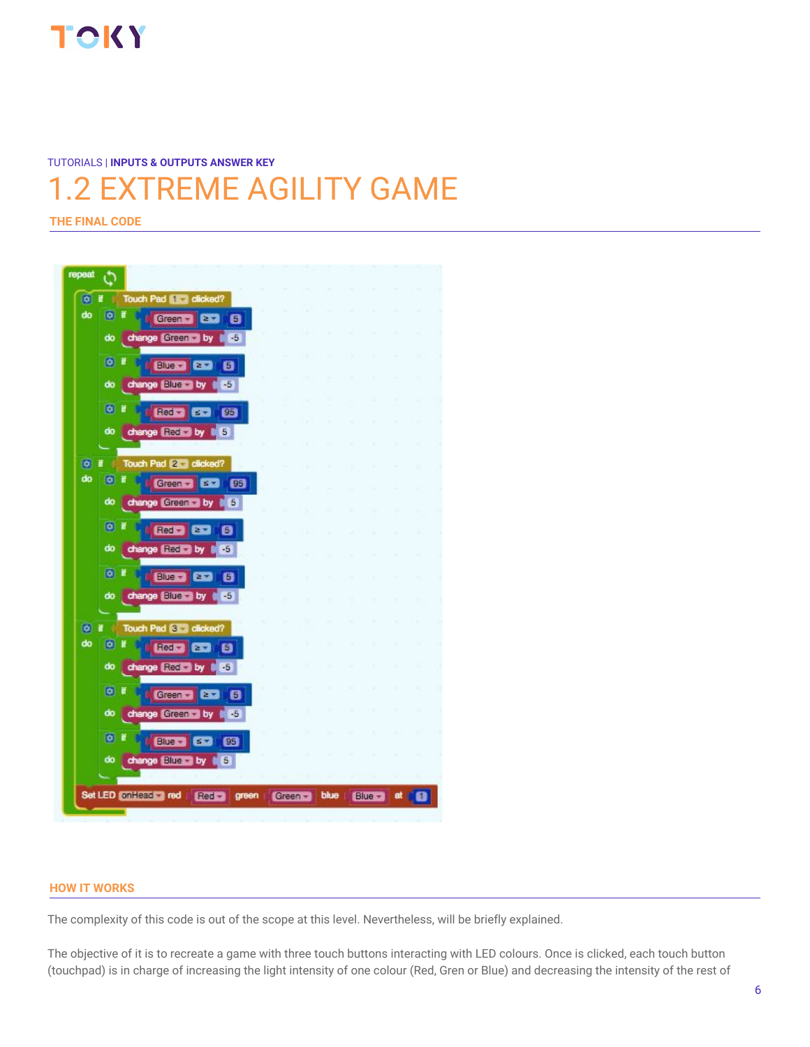TUTORIALS | **INPUTS & OUTPUTS ANSWER KEY**

# 1.2 EXTREME AGILITY GAME

## THE FINAL CODE

```
repeat
  if Touch Pad 1 clicked?
  do
    if Green ≥ 5
    do change Green by -5
    if Blue ≥ 5
    do change Blue by -5
    if Red ≤ 95
    do change Red by 5
  if Touch Pad 2 clicked?
  do
    if Green ≤ 95
    do change Green by 5
    if Red ≥ 5
    do change Red by -5
    if Blue ≥ 5
    do change Blue by -5
  if Touch Pad 3 clicked?
  do
    if Red ≥ 5
    do change Red by -5
    if Green ≥ 5
    do change Green by -5
    if Blue ≤ 95
    do change Blue by 5
  Set LED onHead red Red green Green blue Blue at 1
```

## HOW IT WORKS

The complexity of this code is out of the scope at this level. Nevertheless, will be briefly explained.

The objective of it is to recreate a game with three touch buttons interacting with LED colours. Once is clicked, each touch button (touchpad) is in charge of increasing the light intensity of one colour (Red, Gren or Blue) and decreasing the intensity of the rest of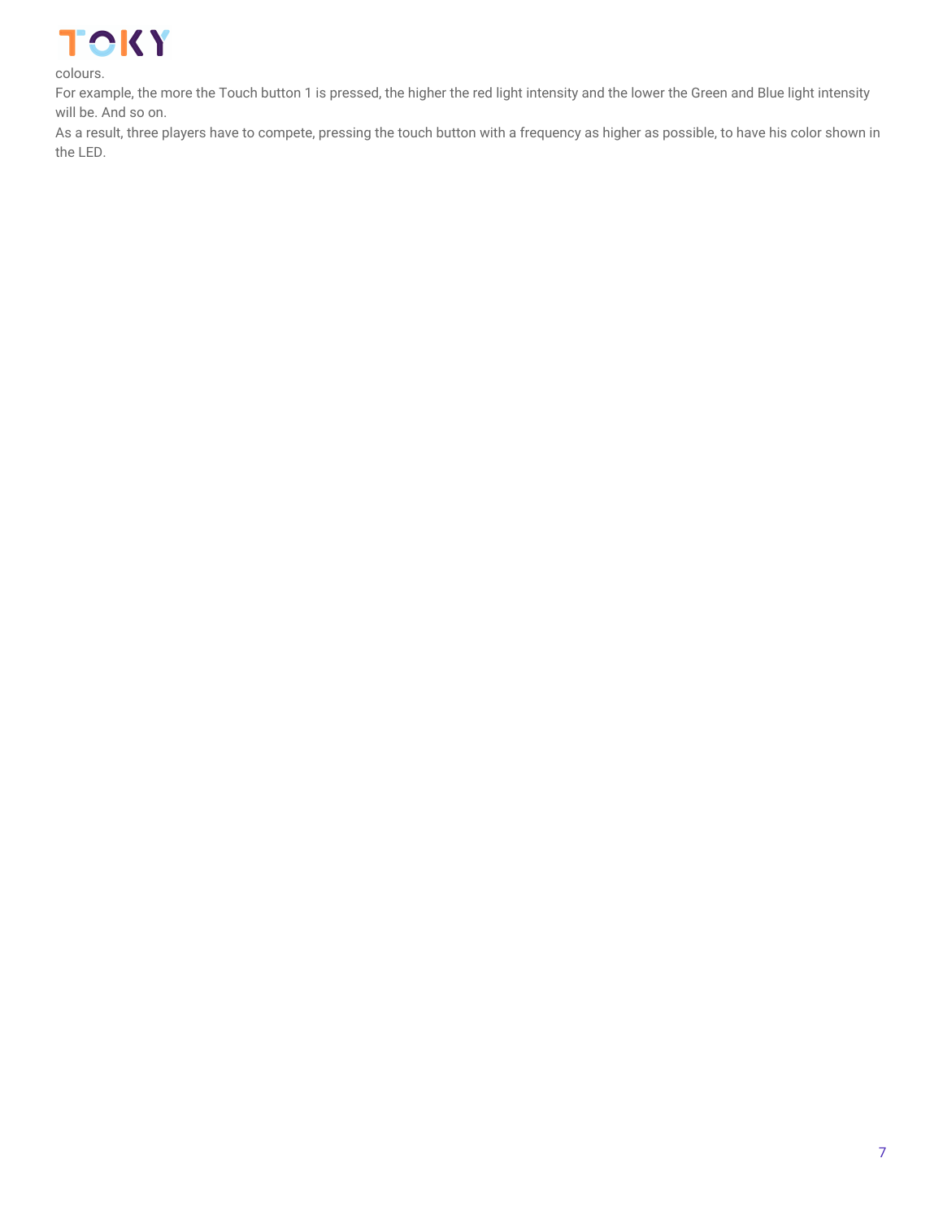colours.

For example, the more the Touch button 1 is pressed, the higher the red light intensity and the lower the Green and Blue light intensity will be. And so on.

As a result, three players have to compete, pressing the touch button with a frequency as higher as possible, to have his color shown in the LED.